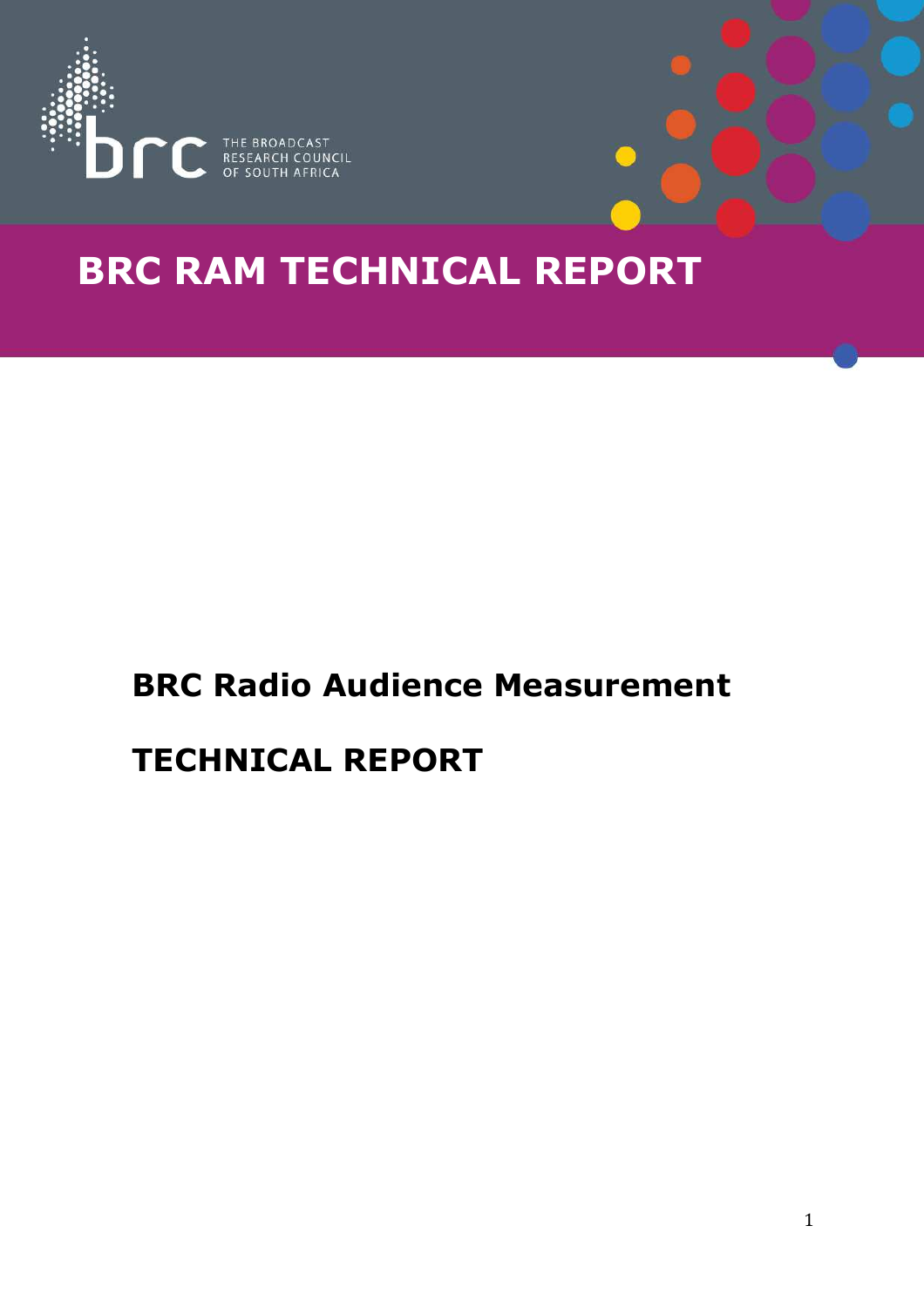THE BROADCAST RESEARCH COUNCIL OF SOUTH AFRICA

# BRC RAM TECHNICAL REPORT

## BRC Radio Audience Measurement

## TECHNICAL REPORT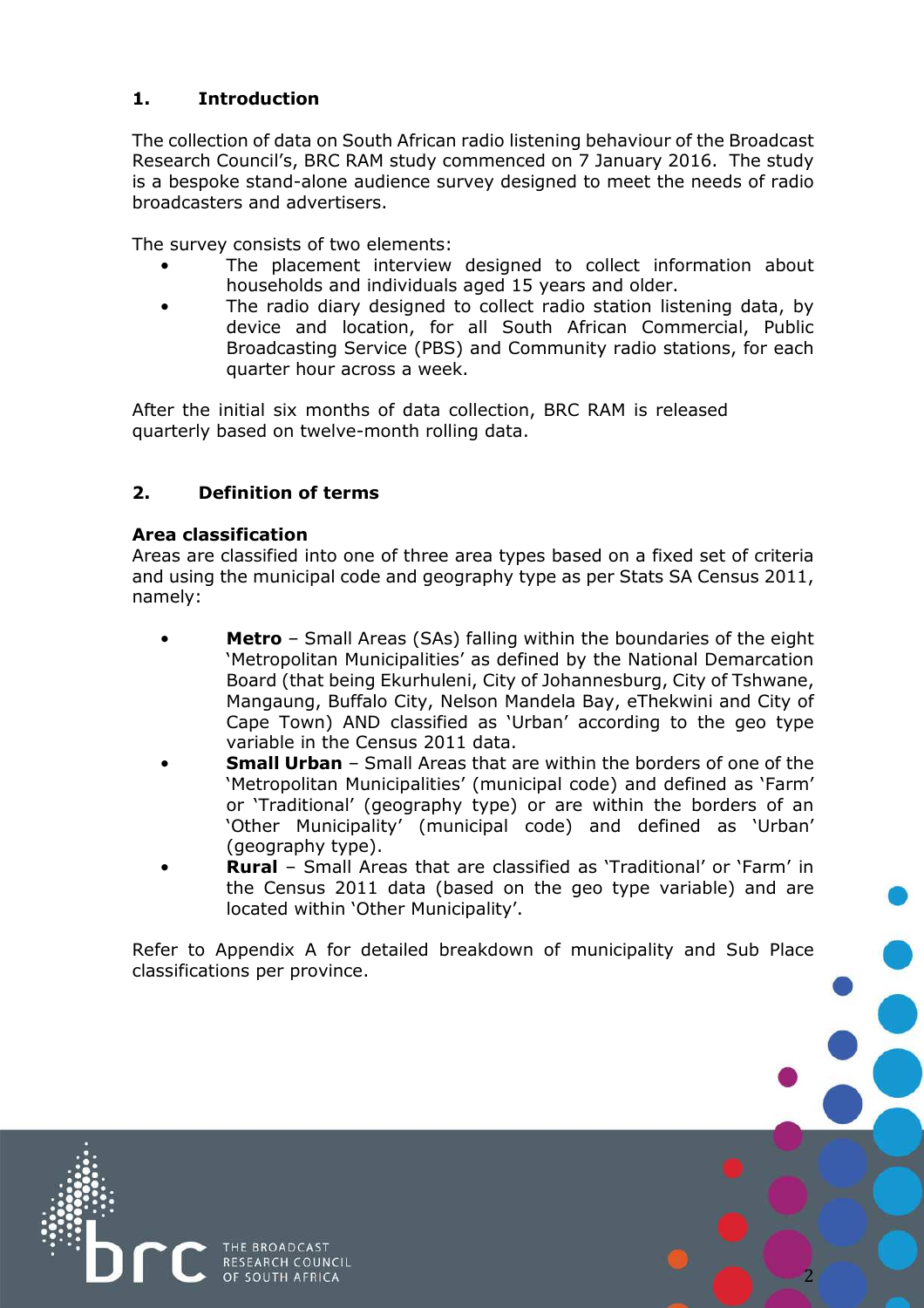## 1. Introduction

The collection of data on South African radio listening behaviour of the Broadcast Research Council's, BRC RAM study commenced on 7 January 2016. The study is a bespoke stand-alone audience survey designed to meet the needs of radio broadcasters and advertisers.

The survey consists of two elements:

- The placement interview designed to collect information about households and individuals aged 15 years and older.
- The radio diary designed to collect radio station listening data, by device and location, for all South African Commercial, Public Broadcasting Service (PBS) and Community radio stations, for each quarter hour across a week.

After the initial six months of data collection, BRC RAM is released quarterly based on twelve-month rolling data.

## 2. Definition of terms

**Area classification**
Areas are classified into one of three area types based on a fixed set of criteria and using the municipal code and geography type as per Stats SA Census 2011, namely:

- **Metro** – Small Areas (SAs) falling within the boundaries of the eight 'Metropolitan Municipalities' as defined by the National Demarcation Board (that being Ekurhuleni, City of Johannesburg, City of Tshwane, Mangaung, Buffalo City, Nelson Mandela Bay, eThekwini and City of Cape Town) AND classified as 'Urban' according to the geo type variable in the Census 2011 data.
- **Small Urban** – Small Areas that are within the borders of one of the 'Metropolitan Municipalities' (municipal code) and defined as 'Farm' or 'Traditional' (geography type) or are within the borders of an 'Other Municipality' (municipal code) and defined as 'Urban' (geography type).
- **Rural** – Small Areas that are classified as 'Traditional' or 'Farm' in the Census 2011 data (based on the geo type variable) and are located within 'Other Municipality'.

Refer to Appendix A for detailed breakdown of municipality and Sub Place classifications per province.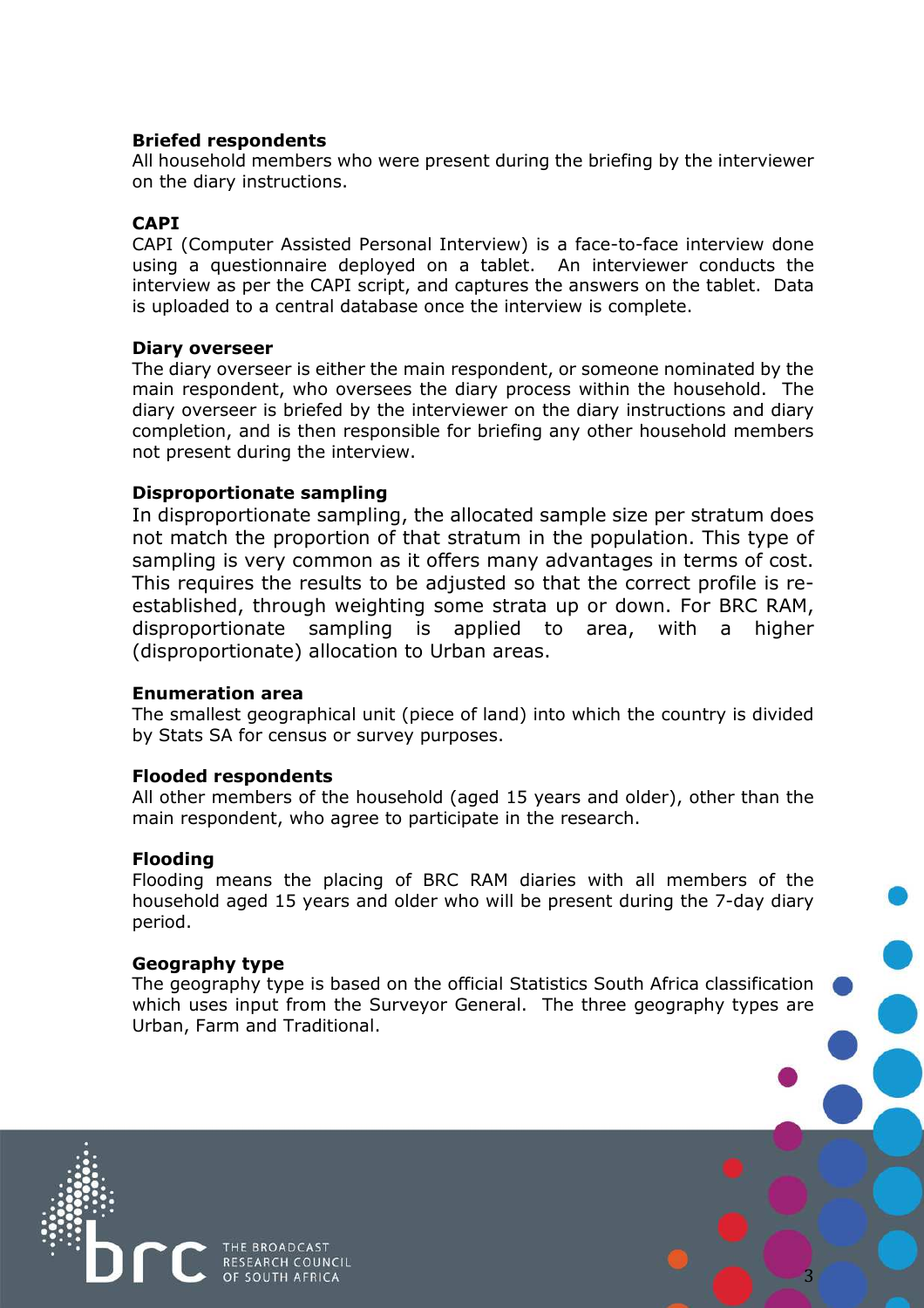**Briefed respondents**
All household members who were present during the briefing by the interviewer on the diary instructions.

**CAPI**
CAPI (Computer Assisted Personal Interview) is a face-to-face interview done using a questionnaire deployed on a tablet. An interviewer conducts the interview as per the CAPI script, and captures the answers on the tablet. Data is uploaded to a central database once the interview is complete.

**Diary overseer**
The diary overseer is either the main respondent, or someone nominated by the main respondent, who oversees the diary process within the household. The diary overseer is briefed by the interviewer on the diary instructions and diary completion, and is then responsible for briefing any other household members not present during the interview.

**Disproportionate sampling**
In disproportionate sampling, the allocated sample size per stratum does not match the proportion of that stratum in the population. This type of sampling is very common as it offers many advantages in terms of cost. This requires the results to be adjusted so that the correct profile is re-established, through weighting some strata up or down. For BRC RAM, disproportionate sampling is applied to area, with a higher (disproportionate) allocation to Urban areas.

**Enumeration area**
The smallest geographical unit (piece of land) into which the country is divided by Stats SA for census or survey purposes.

**Flooded respondents**
All other members of the household (aged 15 years and older), other than the main respondent, who agree to participate in the research.

**Flooding**
Flooding means the placing of BRC RAM diaries with all members of the household aged 15 years and older who will be present during the 7-day diary period.

**Geography type**
The geography type is based on the official Statistics South Africa classification which uses input from the Surveyor General. The three geography types are Urban, Farm and Traditional.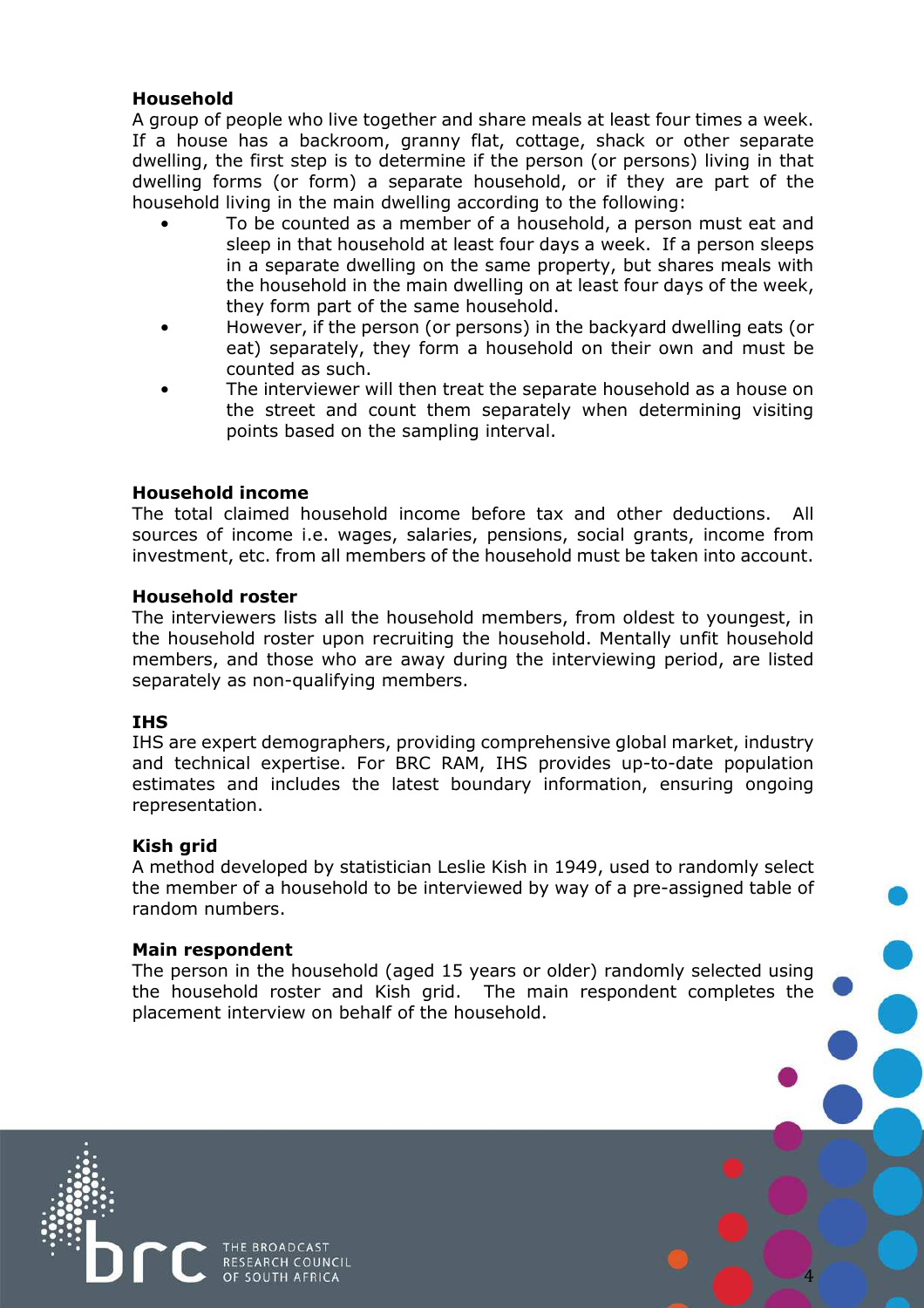**Household**

A group of people who live together and share meals at least four times a week. If a house has a backroom, granny flat, cottage, shack or other separate dwelling, the first step is to determine if the person (or persons) living in that dwelling forms (or form) a separate household, or if they are part of the household living in the main dwelling according to the following:

- To be counted as a member of a household, a person must eat and sleep in that household at least four days a week. If a person sleeps in a separate dwelling on the same property, but shares meals with the household in the main dwelling on at least four days of the week, they form part of the same household.
- However, if the person (or persons) in the backyard dwelling eats (or eat) separately, they form a household on their own and must be counted as such.
- The interviewer will then treat the separate household as a house on the street and count them separately when determining visiting points based on the sampling interval.

**Household income**

The total claimed household income before tax and other deductions. All sources of income i.e. wages, salaries, pensions, social grants, income from investment, etc. from all members of the household must be taken into account.

**Household roster**

The interviewers lists all the household members, from oldest to youngest, in the household roster upon recruiting the household. Mentally unfit household members, and those who are away during the interviewing period, are listed separately as non-qualifying members.

**IHS**

IHS are expert demographers, providing comprehensive global market, industry and technical expertise. For BRC RAM, IHS provides up-to-date population estimates and includes the latest boundary information, ensuring ongoing representation.

**Kish grid**

A method developed by statistician Leslie Kish in 1949, used to randomly select the member of a household to be interviewed by way of a pre-assigned table of random numbers.

**Main respondent**

The person in the household (aged 15 years or older) randomly selected using the household roster and Kish grid. The main respondent completes the placement interview on behalf of the household.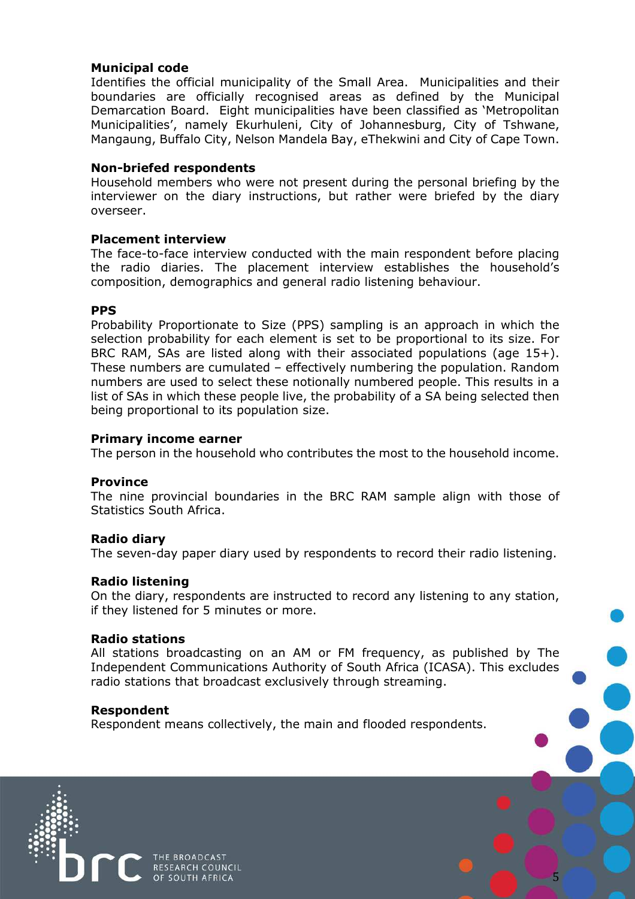**Municipal code**
Identifies the official municipality of the Small Area. Municipalities and their boundaries are officially recognised areas as defined by the Municipal Demarcation Board. Eight municipalities have been classified as 'Metropolitan Municipalities', namely Ekurhuleni, City of Johannesburg, City of Tshwane, Mangaung, Buffalo City, Nelson Mandela Bay, eThekwini and City of Cape Town.

**Non-briefed respondents**
Household members who were not present during the personal briefing by the interviewer on the diary instructions, but rather were briefed by the diary overseer.

**Placement interview**
The face-to-face interview conducted with the main respondent before placing the radio diaries. The placement interview establishes the household's composition, demographics and general radio listening behaviour.

**PPS**
Probability Proportionate to Size (PPS) sampling is an approach in which the selection probability for each element is set to be proportional to its size. For BRC RAM, SAs are listed along with their associated populations (age 15+). These numbers are cumulated – effectively numbering the population. Random numbers are used to select these notionally numbered people. This results in a list of SAs in which these people live, the probability of a SA being selected then being proportional to its population size.

**Primary income earner**
The person in the household who contributes the most to the household income.

**Province**
The nine provincial boundaries in the BRC RAM sample align with those of Statistics South Africa.

**Radio diary**
The seven-day paper diary used by respondents to record their radio listening.

**Radio listening**
On the diary, respondents are instructed to record any listening to any station, if they listened for 5 minutes or more.

**Radio stations**
All stations broadcasting on an AM or FM frequency, as published by The Independent Communications Authority of South Africa (ICASA). This excludes radio stations that broadcast exclusively through streaming.

**Respondent**
Respondent means collectively, the main and flooded respondents.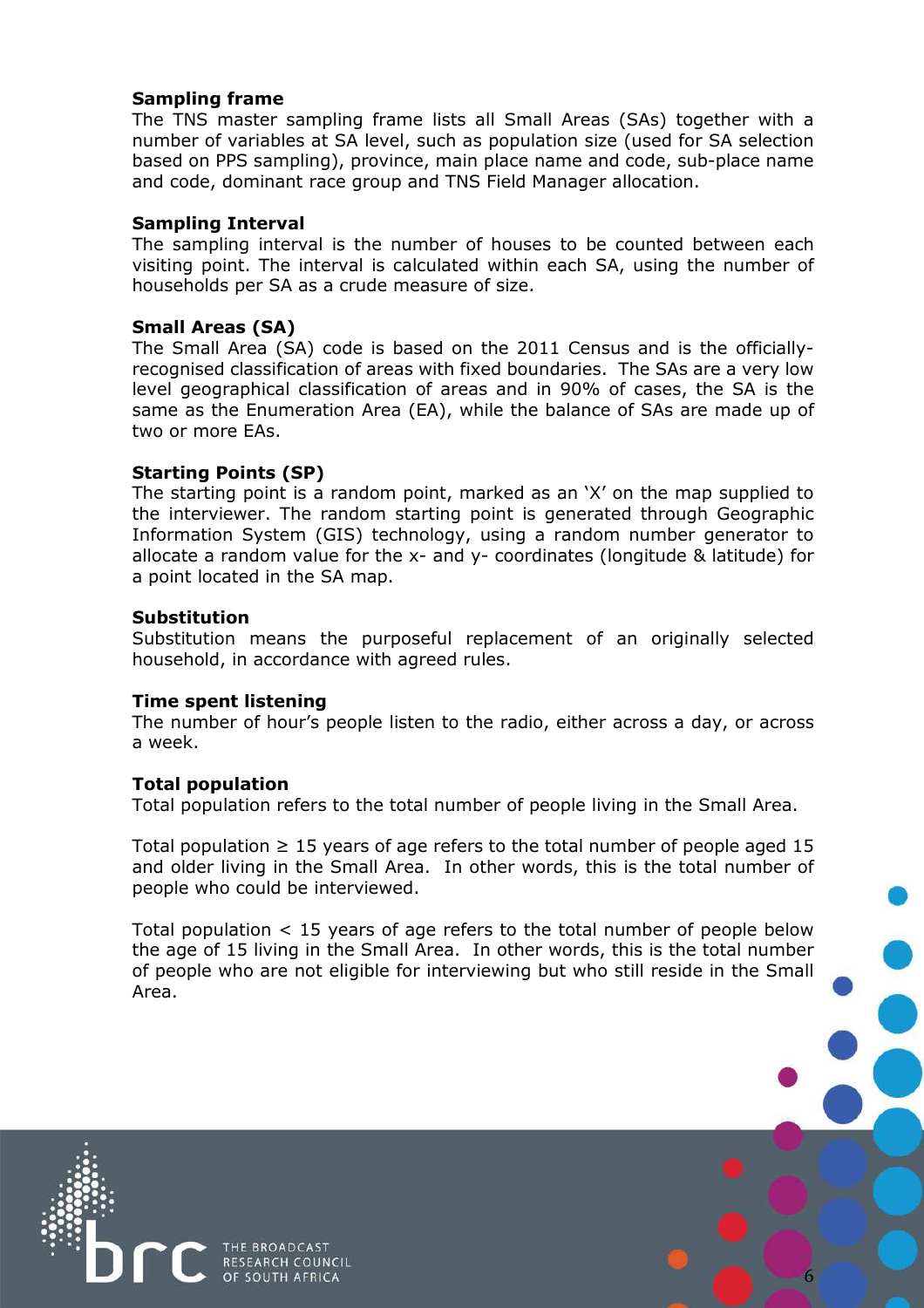**Sampling frame**
The TNS master sampling frame lists all Small Areas (SAs) together with a number of variables at SA level, such as population size (used for SA selection based on PPS sampling), province, main place name and code, sub-place name and code, dominant race group and TNS Field Manager allocation.

**Sampling Interval**
The sampling interval is the number of houses to be counted between each visiting point. The interval is calculated within each SA, using the number of households per SA as a crude measure of size.

**Small Areas (SA)**
The Small Area (SA) code is based on the 2011 Census and is the officially-recognised classification of areas with fixed boundaries. The SAs are a very low level geographical classification of areas and in 90% of cases, the SA is the same as the Enumeration Area (EA), while the balance of SAs are made up of two or more EAs.

**Starting Points (SP)**
The starting point is a random point, marked as an 'X' on the map supplied to the interviewer. The random starting point is generated through Geographic Information System (GIS) technology, using a random number generator to allocate a random value for the x- and y- coordinates (longitude & latitude) for a point located in the SA map.

**Substitution**
Substitution means the purposeful replacement of an originally selected household, in accordance with agreed rules.

**Time spent listening**
The number of hour's people listen to the radio, either across a day, or across a week.

**Total population**
Total population refers to the total number of people living in the Small Area.

Total population ≥ 15 years of age refers to the total number of people aged 15 and older living in the Small Area. In other words, this is the total number of people who could be interviewed.

Total population < 15 years of age refers to the total number of people below the age of 15 living in the Small Area. In other words, this is the total number of people who are not eligible for interviewing but who still reside in the Small Area.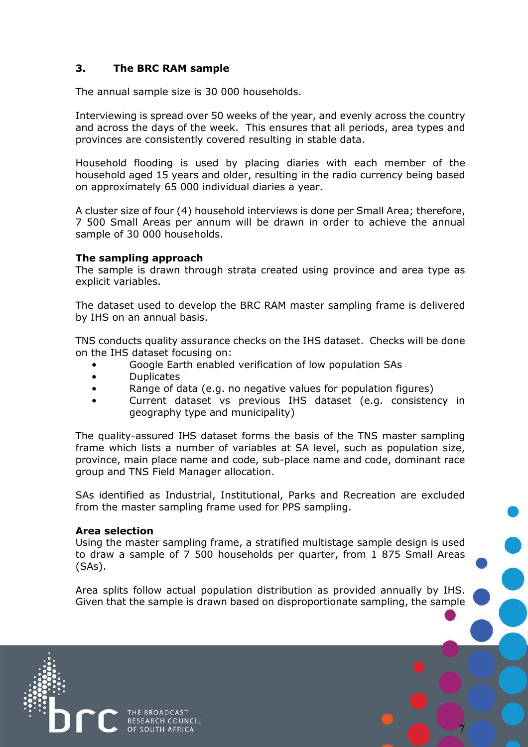## 3. The BRC RAM sample

The annual sample size is 30 000 households.

Interviewing is spread over 50 weeks of the year, and evenly across the country and across the days of the week. This ensures that all periods, area types and provinces are consistently covered resulting in stable data.

Household flooding is used by placing diaries with each member of the household aged 15 years and older, resulting in the radio currency being based on approximately 65 000 individual diaries a year.

A cluster size of four (4) household interviews is done per Small Area; therefore, 7 500 Small Areas per annum will be drawn in order to achieve the annual sample of 30 000 households.

**The sampling approach**
The sample is drawn through strata created using province and area type as explicit variables.

The dataset used to develop the BRC RAM master sampling frame is delivered by IHS on an annual basis.

TNS conducts quality assurance checks on the IHS dataset. Checks will be done on the IHS dataset focusing on:

- Google Earth enabled verification of low population SAs
- Duplicates
- Range of data (e.g. no negative values for population figures)
- Current dataset vs previous IHS dataset (e.g. consistency in geography type and municipality)

The quality-assured IHS dataset forms the basis of the TNS master sampling frame which lists a number of variables at SA level, such as population size, province, main place name and code, sub-place name and code, dominant race group and TNS Field Manager allocation.

SAs identified as Industrial, Institutional, Parks and Recreation are excluded from the master sampling frame used for PPS sampling.

**Area selection**
Using the master sampling frame, a stratified multistage sample design is used to draw a sample of 7 500 households per quarter, from 1 875 Small Areas (SAs).

Area splits follow actual population distribution as provided annually by IHS. Given that the sample is drawn based on disproportionate sampling, the sample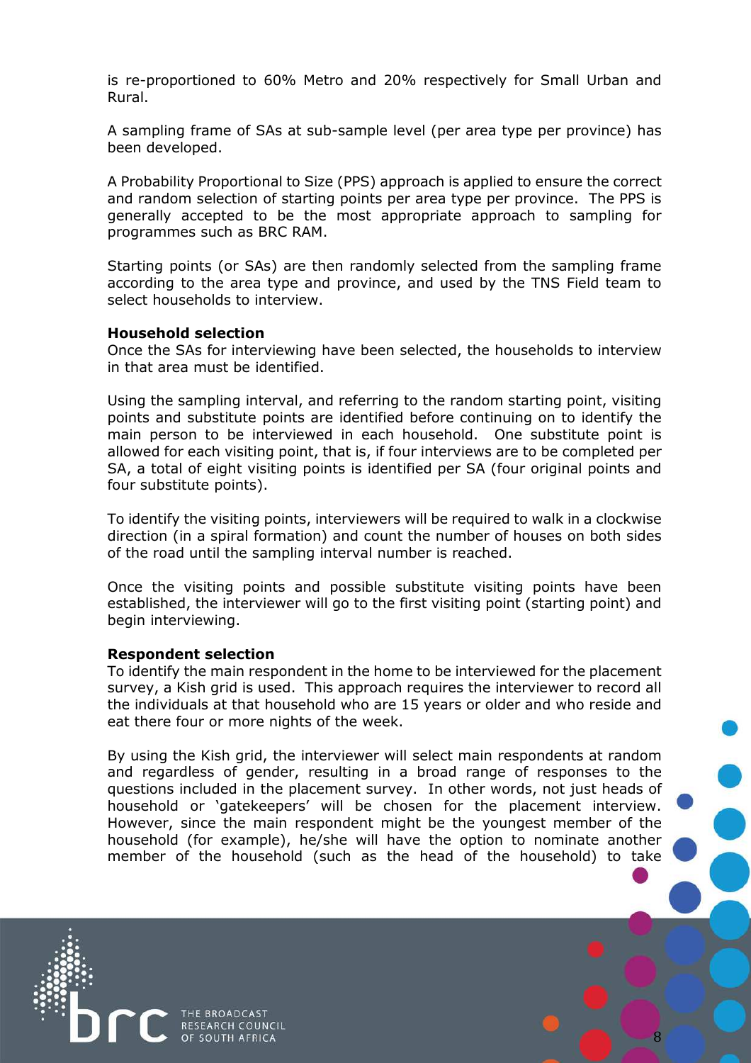is re-proportioned to 60% Metro and 20% respectively for Small Urban and Rural.

A sampling frame of SAs at sub-sample level (per area type per province) has been developed.

A Probability Proportional to Size (PPS) approach is applied to ensure the correct and random selection of starting points per area type per province. The PPS is generally accepted to be the most appropriate approach to sampling for programmes such as BRC RAM.

Starting points (or SAs) are then randomly selected from the sampling frame according to the area type and province, and used by the TNS Field team to select households to interview.

**Household selection**

Once the SAs for interviewing have been selected, the households to interview in that area must be identified.

Using the sampling interval, and referring to the random starting point, visiting points and substitute points are identified before continuing on to identify the main person to be interviewed in each household. One substitute point is allowed for each visiting point, that is, if four interviews are to be completed per SA, a total of eight visiting points is identified per SA (four original points and four substitute points).

To identify the visiting points, interviewers will be required to walk in a clockwise direction (in a spiral formation) and count the number of houses on both sides of the road until the sampling interval number is reached.

Once the visiting points and possible substitute visiting points have been established, the interviewer will go to the first visiting point (starting point) and begin interviewing.

**Respondent selection**

To identify the main respondent in the home to be interviewed for the placement survey, a Kish grid is used. This approach requires the interviewer to record all the individuals at that household who are 15 years or older and who reside and eat there four or more nights of the week.

By using the Kish grid, the interviewer will select main respondents at random and regardless of gender, resulting in a broad range of responses to the questions included in the placement survey. In other words, not just heads of household or 'gatekeepers' will be chosen for the placement interview. However, since the main respondent might be the youngest member of the household (for example), he/she will have the option to nominate another member of the household (such as the head of the household) to take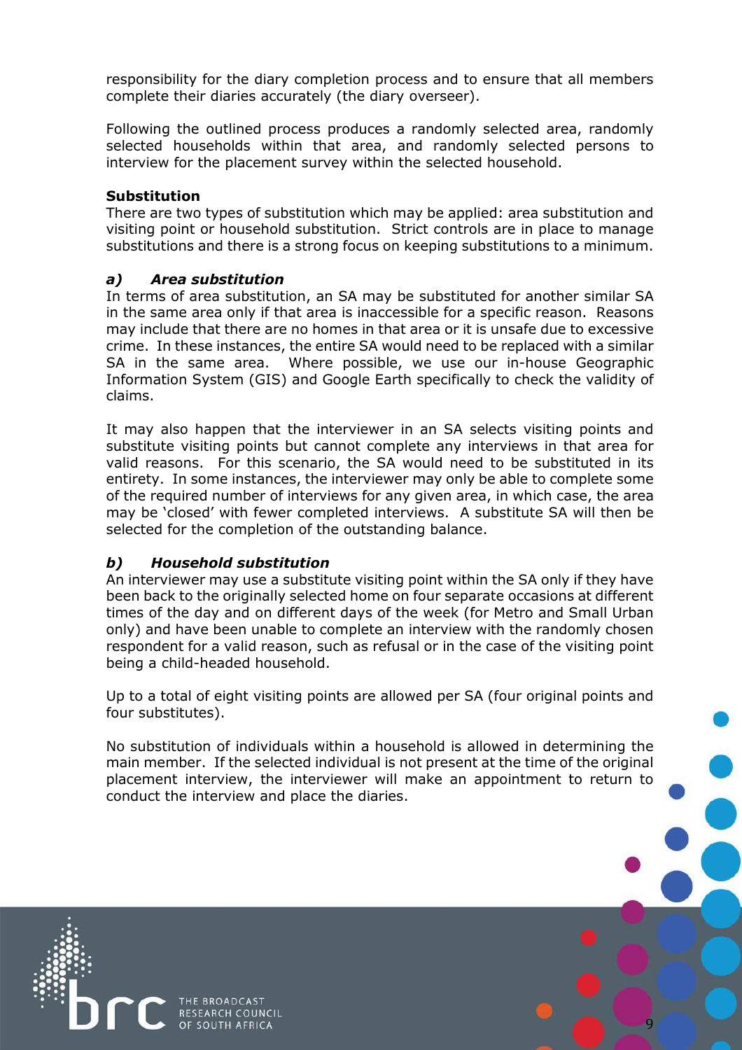responsibility for the diary completion process and to ensure that all members complete their diaries accurately (the diary overseer).

Following the outlined process produces a randomly selected area, randomly selected households within that area, and randomly selected persons to interview for the placement survey within the selected household.

**Substitution**

There are two types of substitution which may be applied: area substitution and visiting point or household substitution. Strict controls are in place to manage substitutions and there is a strong focus on keeping substitutions to a minimum.

***a) Area substitution***

In terms of area substitution, an SA may be substituted for another similar SA in the same area only if that area is inaccessible for a specific reason. Reasons may include that there are no homes in that area or it is unsafe due to excessive crime. In these instances, the entire SA would need to be replaced with a similar SA in the same area. Where possible, we use our in-house Geographic Information System (GIS) and Google Earth specifically to check the validity of claims.

It may also happen that the interviewer in an SA selects visiting points and substitute visiting points but cannot complete any interviews in that area for valid reasons. For this scenario, the SA would need to be substituted in its entirety. In some instances, the interviewer may only be able to complete some of the required number of interviews for any given area, in which case, the area may be 'closed' with fewer completed interviews. A substitute SA will then be selected for the completion of the outstanding balance.

***b) Household substitution***

An interviewer may use a substitute visiting point within the SA only if they have been back to the originally selected home on four separate occasions at different times of the day and on different days of the week (for Metro and Small Urban only) and have been unable to complete an interview with the randomly chosen respondent for a valid reason, such as refusal or in the case of the visiting point being a child-headed household.

Up to a total of eight visiting points are allowed per SA (four original points and four substitutes).

No substitution of individuals within a household is allowed in determining the main member. If the selected individual is not present at the time of the original placement interview, the interviewer will make an appointment to return to conduct the interview and place the diaries.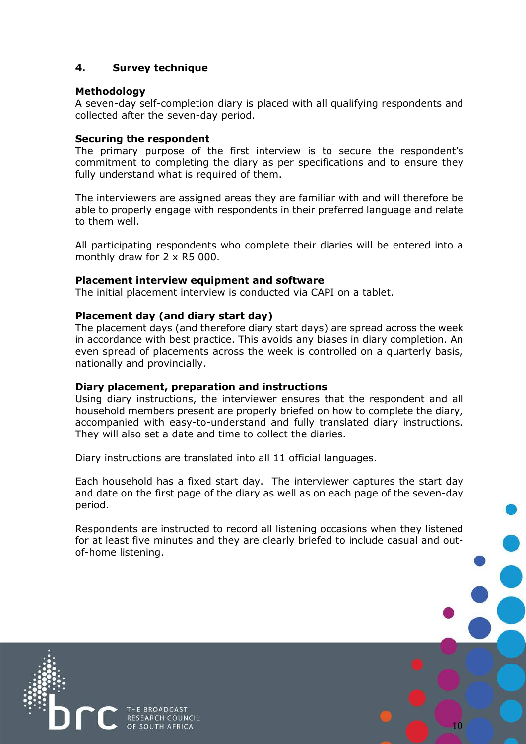## 4. Survey technique

**Methodology**
A seven-day self-completion diary is placed with all qualifying respondents and collected after the seven-day period.

**Securing the respondent**
The primary purpose of the first interview is to secure the respondent's commitment to completing the diary as per specifications and to ensure they fully understand what is required of them.

The interviewers are assigned areas they are familiar with and will therefore be able to properly engage with respondents in their preferred language and relate to them well.

All participating respondents who complete their diaries will be entered into a monthly draw for 2 x R5 000.

**Placement interview equipment and software**
The initial placement interview is conducted via CAPI on a tablet.

**Placement day (and diary start day)**
The placement days (and therefore diary start days) are spread across the week in accordance with best practice. This avoids any biases in diary completion. An even spread of placements across the week is controlled on a quarterly basis, nationally and provincially.

**Diary placement, preparation and instructions**
Using diary instructions, the interviewer ensures that the respondent and all household members present are properly briefed on how to complete the diary, accompanied with easy-to-understand and fully translated diary instructions. They will also set a date and time to collect the diaries.

Diary instructions are translated into all 11 official languages.

Each household has a fixed start day. The interviewer captures the start day and date on the first page of the diary as well as on each page of the seven-day period.

Respondents are instructed to record all listening occasions when they listened for at least five minutes and they are clearly briefed to include casual and out-of-home listening.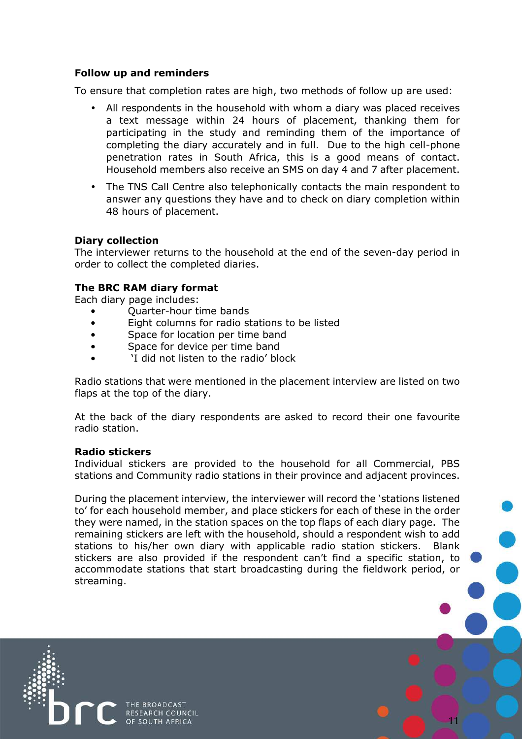**Follow up and reminders**

To ensure that completion rates are high, two methods of follow up are used:

- All respondents in the household with whom a diary was placed receives a text message within 24 hours of placement, thanking them for participating in the study and reminding them of the importance of completing the diary accurately and in full. Due to the high cell-phone penetration rates in South Africa, this is a good means of contact. Household members also receive an SMS on day 4 and 7 after placement.
- The TNS Call Centre also telephonically contacts the main respondent to answer any questions they have and to check on diary completion within 48 hours of placement.

**Diary collection**

The interviewer returns to the household at the end of the seven-day period in order to collect the completed diaries.

**The BRC RAM diary format**

Each diary page includes:

- Quarter-hour time bands
- Eight columns for radio stations to be listed
- Space for location per time band
- Space for device per time band
- 'I did not listen to the radio' block

Radio stations that were mentioned in the placement interview are listed on two flaps at the top of the diary.

At the back of the diary respondents are asked to record their one favourite radio station.

**Radio stickers**

Individual stickers are provided to the household for all Commercial, PBS stations and Community radio stations in their province and adjacent provinces.

During the placement interview, the interviewer will record the 'stations listened to' for each household member, and place stickers for each of these in the order they were named, in the station spaces on the top flaps of each diary page. The remaining stickers are left with the household, should a respondent wish to add stations to his/her own diary with applicable radio station stickers. Blank stickers are also provided if the respondent can't find a specific station, to accommodate stations that start broadcasting during the fieldwork period, or streaming.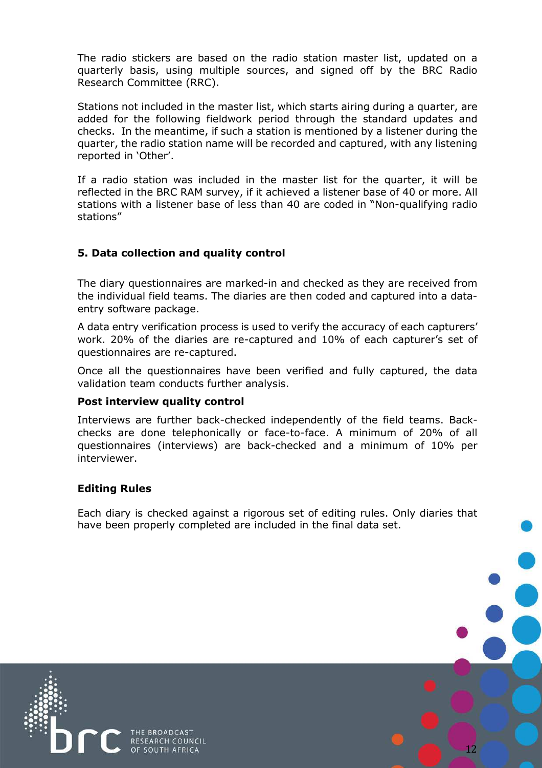The radio stickers are based on the radio station master list, updated on a quarterly basis, using multiple sources, and signed off by the BRC Radio Research Committee (RRC).

Stations not included in the master list, which starts airing during a quarter, are added for the following fieldwork period through the standard updates and checks. In the meantime, if such a station is mentioned by a listener during the quarter, the radio station name will be recorded and captured, with any listening reported in 'Other'.

If a radio station was included in the master list for the quarter, it will be reflected in the BRC RAM survey, if it achieved a listener base of 40 or more. All stations with a listener base of less than 40 are coded in "Non-qualifying radio stations"

## 5. Data collection and quality control

The diary questionnaires are marked-in and checked as they are received from the individual field teams. The diaries are then coded and captured into a data-entry software package.

A data entry verification process is used to verify the accuracy of each capturers' work. 20% of the diaries are re-captured and 10% of each capturer's set of questionnaires are re-captured.

Once all the questionnaires have been verified and fully captured, the data validation team conducts further analysis.

### Post interview quality control

Interviews are further back-checked independently of the field teams. Back-checks are done telephonically or face-to-face. A minimum of 20% of all questionnaires (interviews) are back-checked and a minimum of 10% per interviewer.

### Editing Rules

Each diary is checked against a rigorous set of editing rules. Only diaries that have been properly completed are included in the final data set.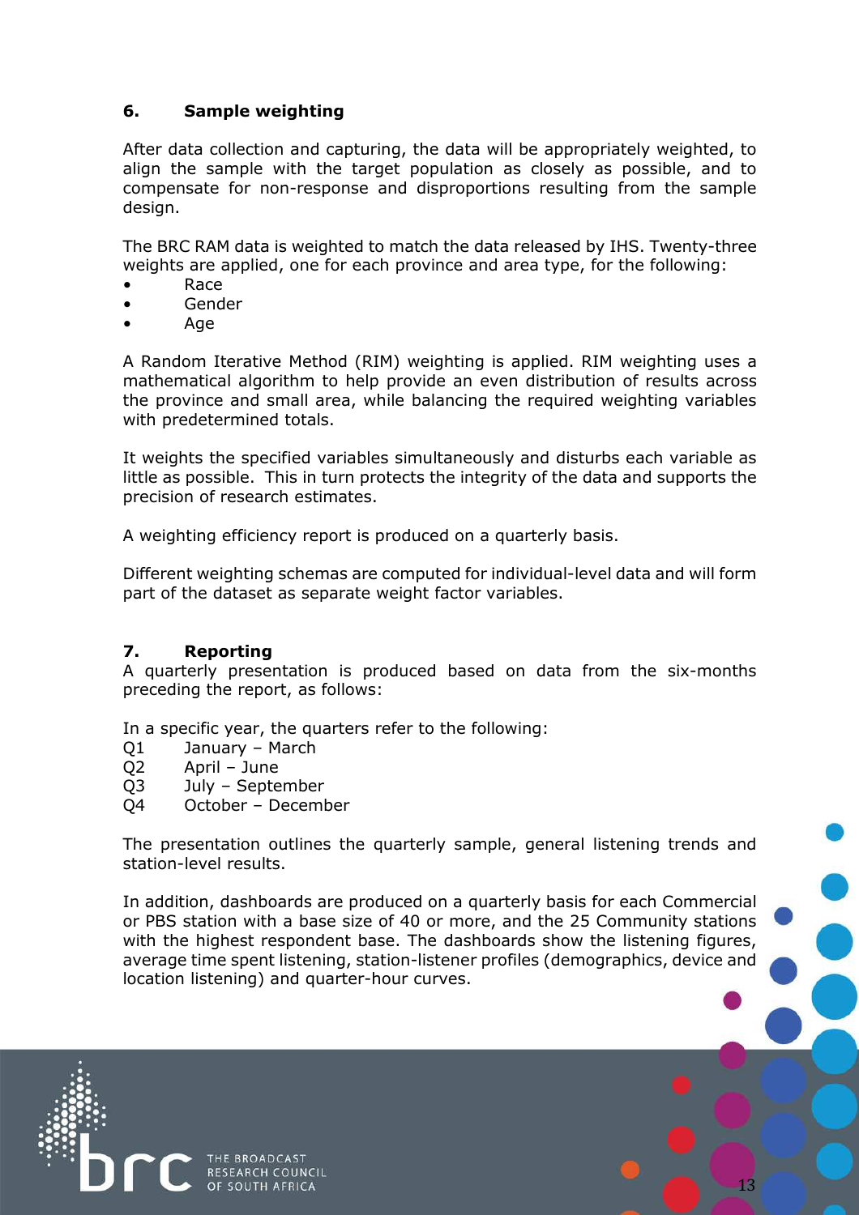## 6. Sample weighting

After data collection and capturing, the data will be appropriately weighted, to align the sample with the target population as closely as possible, and to compensate for non-response and disproportions resulting from the sample design.

The BRC RAM data is weighted to match the data released by IHS. Twenty-three weights are applied, one for each province and area type, for the following:

- Race
- Gender
- Age

A Random Iterative Method (RIM) weighting is applied. RIM weighting uses a mathematical algorithm to help provide an even distribution of results across the province and small area, while balancing the required weighting variables with predetermined totals.

It weights the specified variables simultaneously and disturbs each variable as little as possible. This in turn protects the integrity of the data and supports the precision of research estimates.

A weighting efficiency report is produced on a quarterly basis.

Different weighting schemas are computed for individual-level data and will form part of the dataset as separate weight factor variables.

## 7. Reporting

A quarterly presentation is produced based on data from the six-months preceding the report, as follows:

In a specific year, the quarters refer to the following:

Q1 January – March
Q2 April – June
Q3 July – September
Q4 October – December

The presentation outlines the quarterly sample, general listening trends and station-level results.

In addition, dashboards are produced on a quarterly basis for each Commercial or PBS station with a base size of 40 or more, and the 25 Community stations with the highest respondent base. The dashboards show the listening figures, average time spent listening, station-listener profiles (demographics, device and location listening) and quarter-hour curves.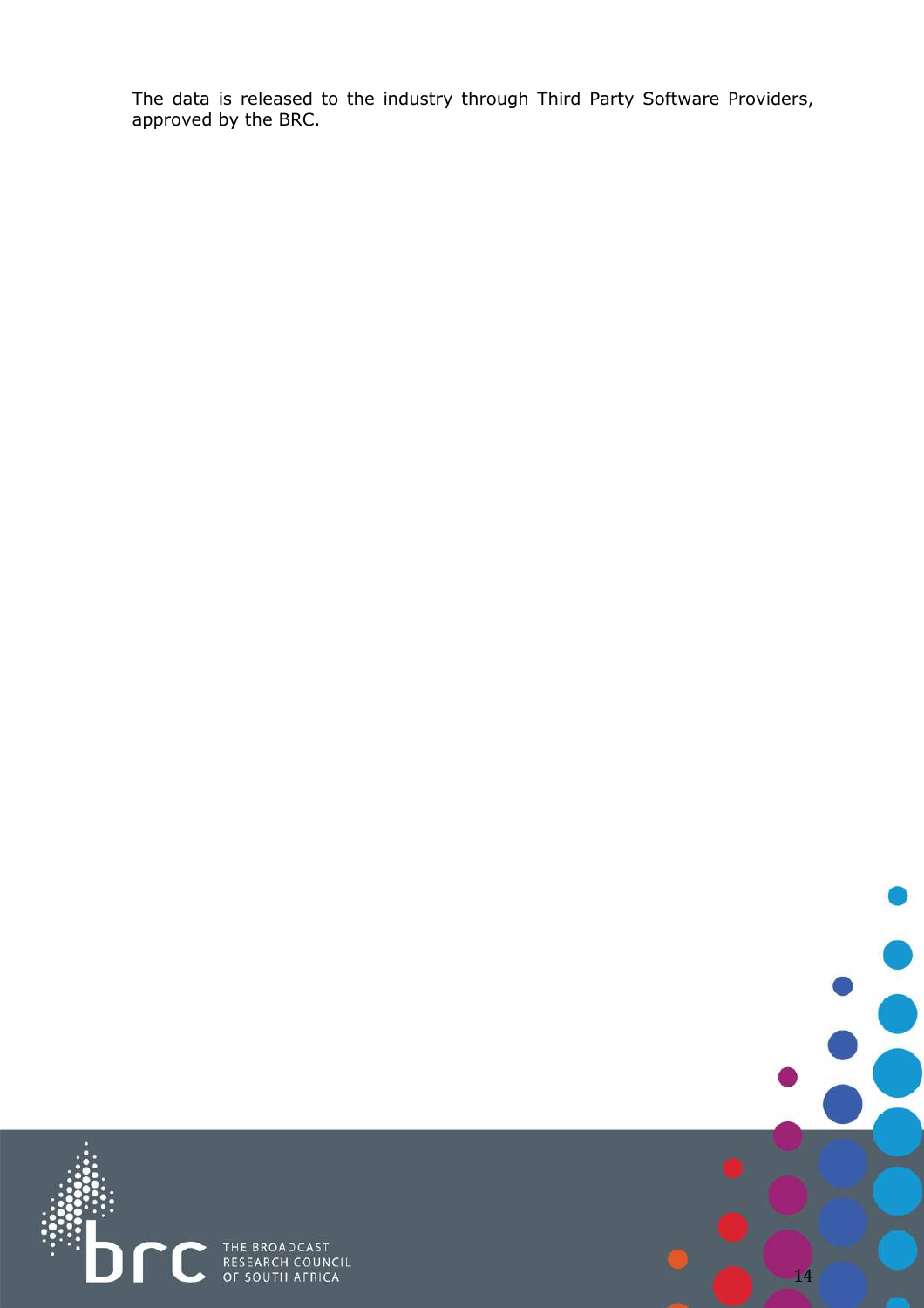The data is released to the industry through Third Party Software Providers, approved by the BRC.